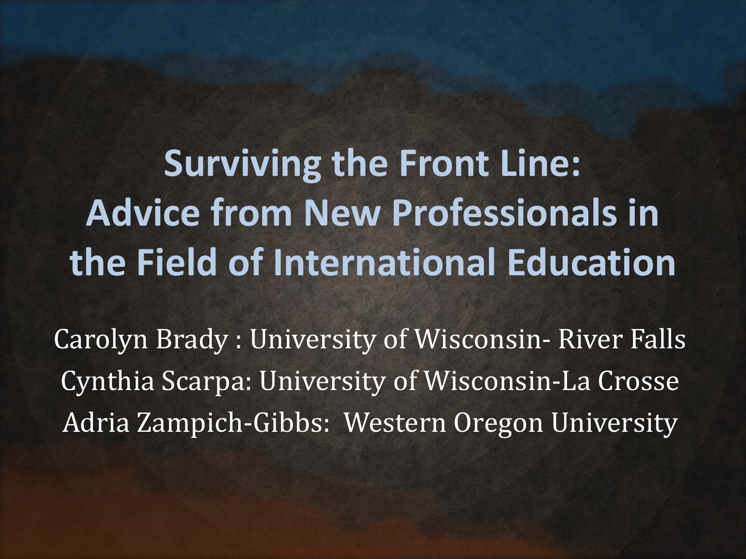# Surviving the Front Line: Advice from New Professionals in the Field of International Education

Carolyn Brady : University of Wisconsin- River Falls

Cynthia Scarpa: University of Wisconsin-La Crosse

Adria Zampich-Gibbs: Western Oregon University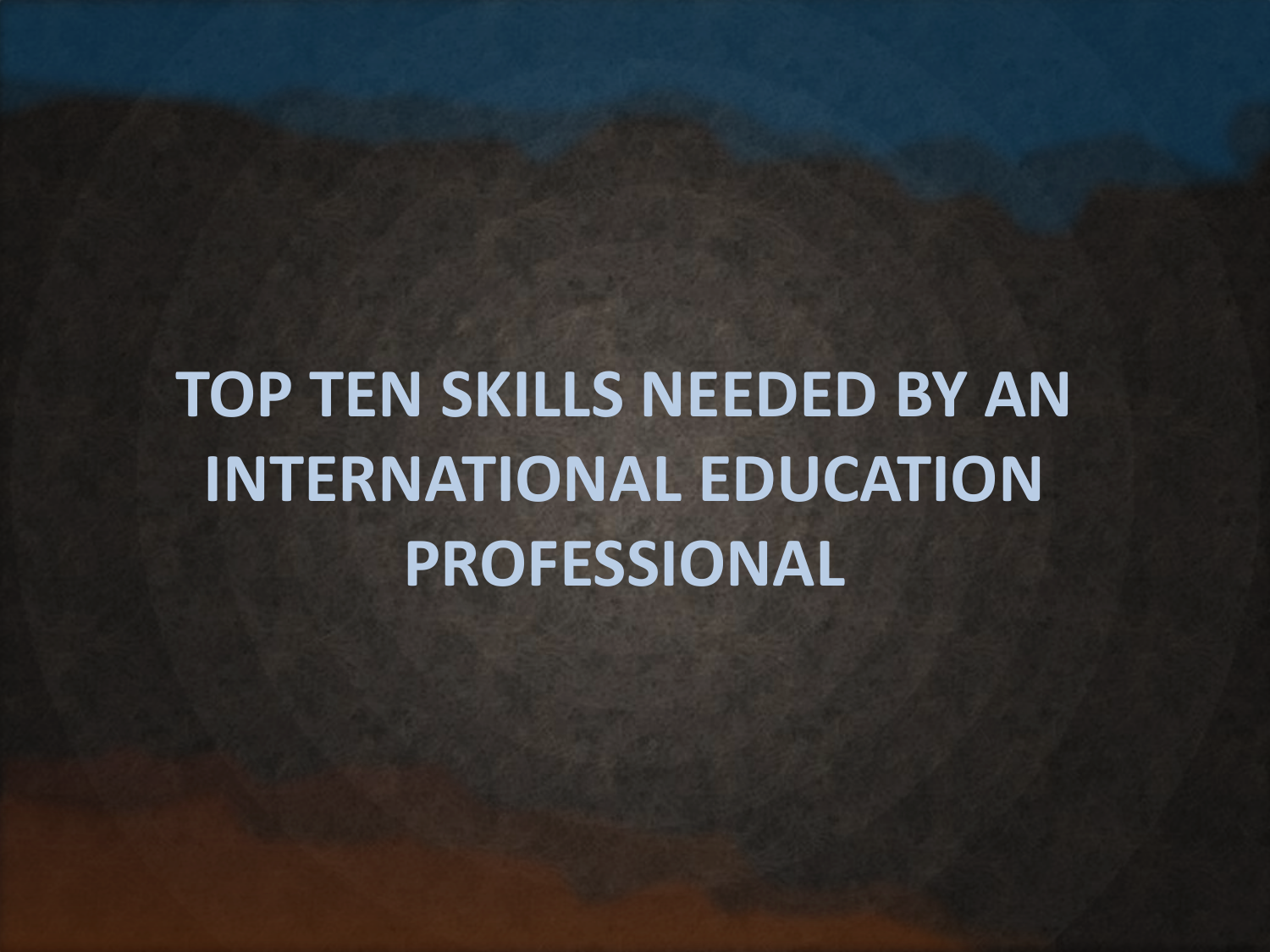# TOP TEN SKILLS NEEDED BY AN INTERNATIONAL EDUCATION PROFESSIONAL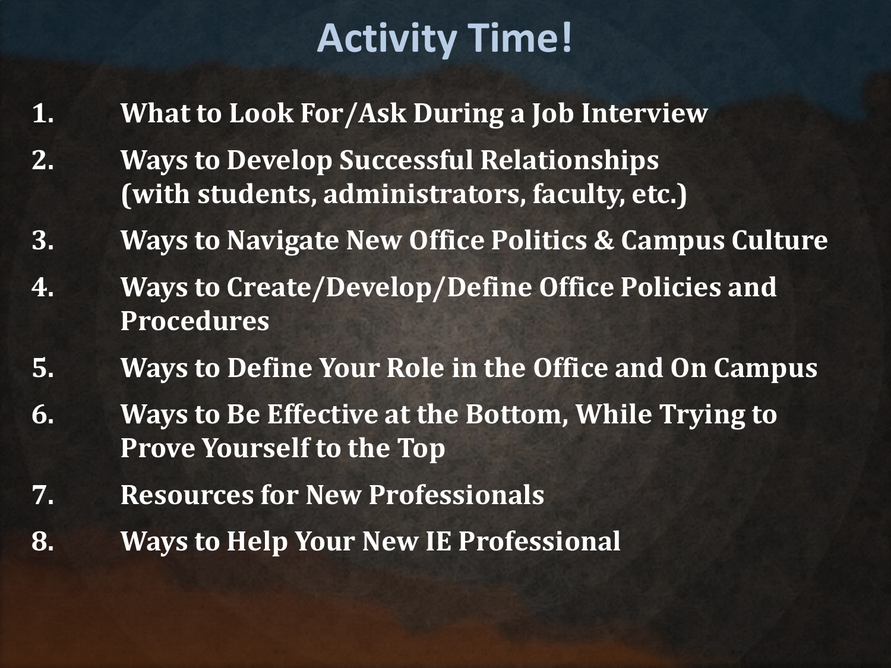# Activity Time!

1. **What to Look For/Ask During a Job Interview**
2. **Ways to Develop Successful Relationships (with students, administrators, faculty, etc.)**
3. **Ways to Navigate New Office Politics & Campus Culture**
4. **Ways to Create/Develop/Define Office Policies and Procedures**
5. **Ways to Define Your Role in the Office and On Campus**
6. **Ways to Be Effective at the Bottom, While Trying to Prove Yourself to the Top**
7. **Resources for New Professionals**
8. **Ways to Help Your New IE Professional**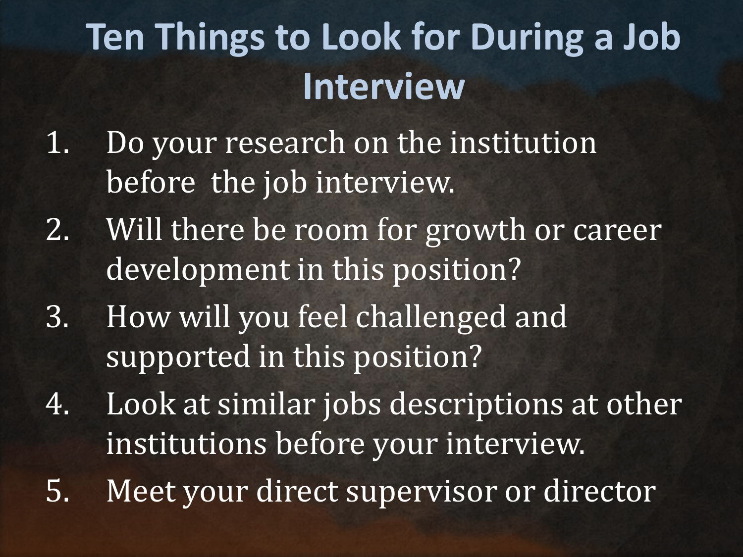# Ten Things to Look for During a Job Interview

1. Do your research on the institution before the job interview.
2. Will there be room for growth or career development in this position?
3. How will you feel challenged and supported in this position?
4. Look at similar jobs descriptions at other institutions before your interview.
5. Meet your direct supervisor or director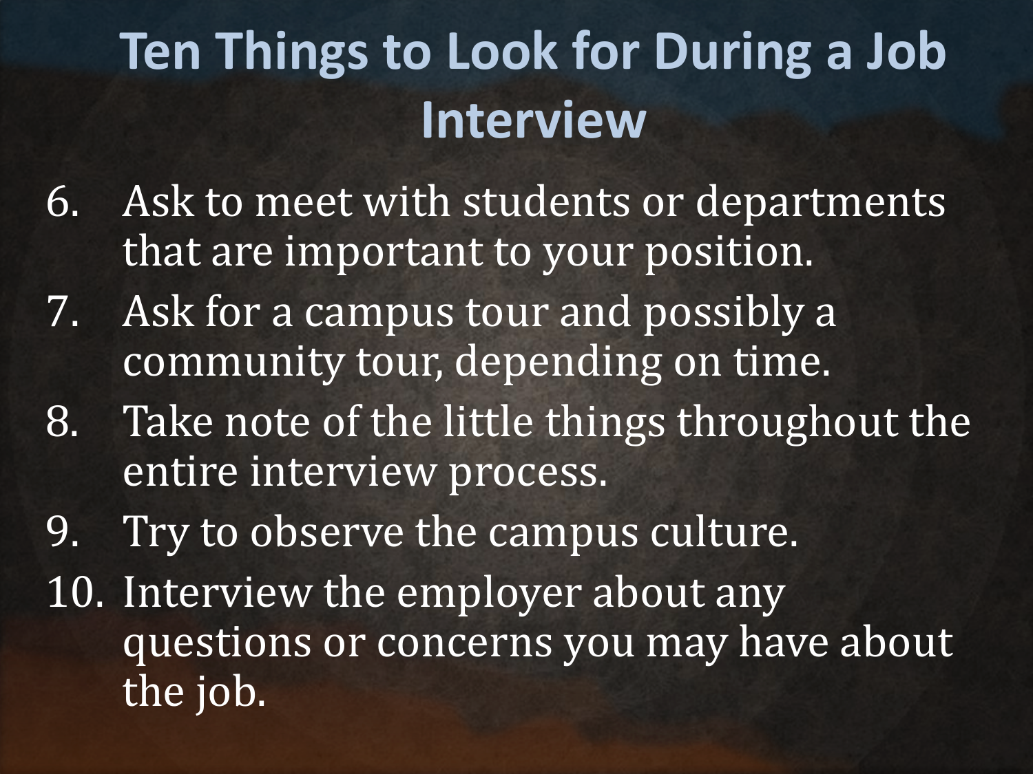# Ten Things to Look for During a Job Interview

6. Ask to meet with students or departments that are important to your position.
7. Ask for a campus tour and possibly a community tour, depending on time.
8. Take note of the little things throughout the entire interview process.
9. Try to observe the campus culture.
10. Interview the employer about any questions or concerns you may have about the job.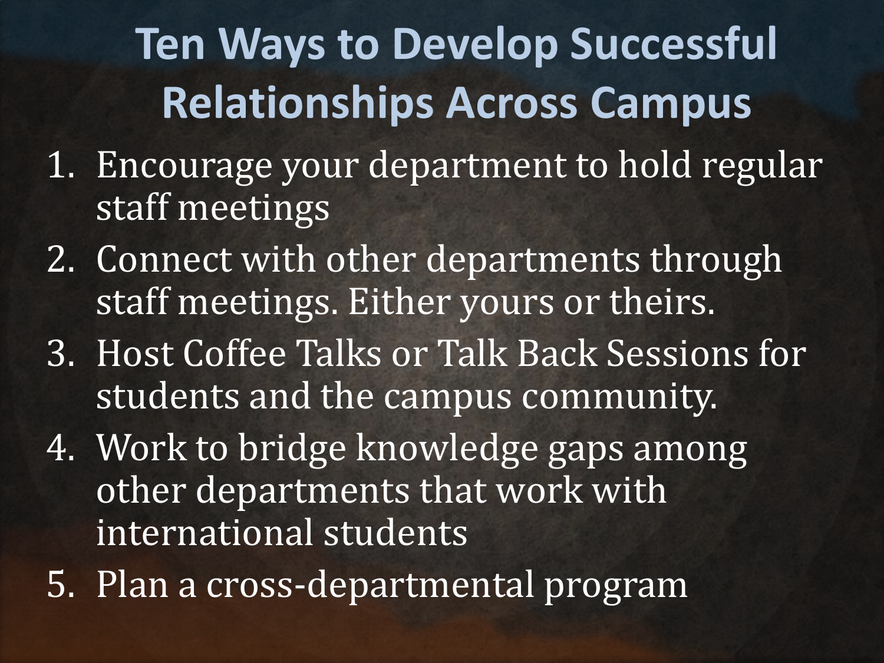# Ten Ways to Develop Successful Relationships Across Campus

1. Encourage your department to hold regular staff meetings
2. Connect with other departments through staff meetings. Either yours or theirs.
3. Host Coffee Talks or Talk Back Sessions for students and the campus community.
4. Work to bridge knowledge gaps among other departments that work with international students
5. Plan a cross-departmental program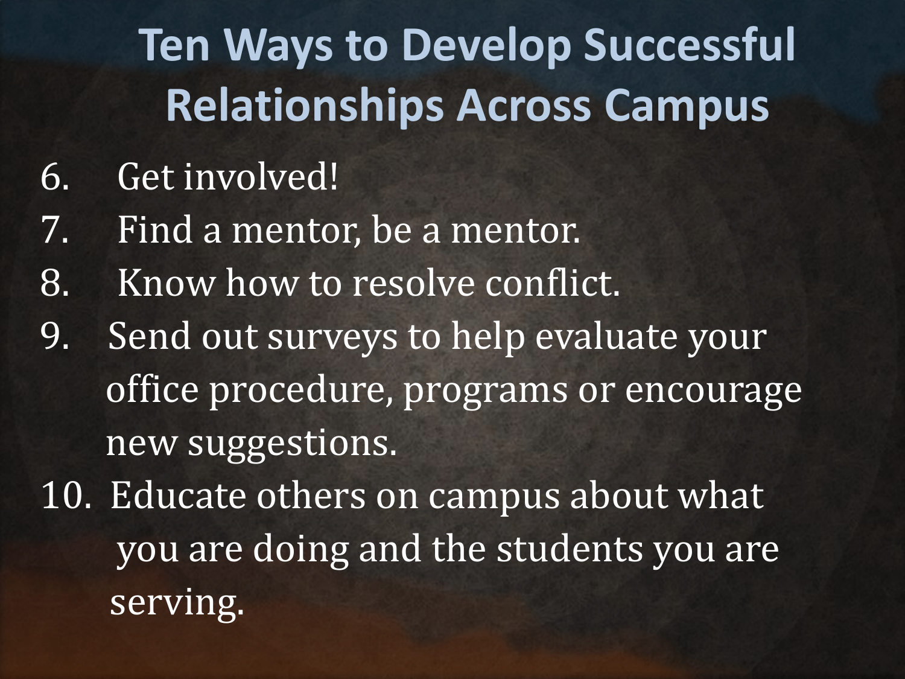# Ten Ways to Develop Successful Relationships Across Campus

6. Get involved!
7. Find a mentor, be a mentor.
8. Know how to resolve conflict.
9. Send out surveys to help evaluate your office procedure, programs or encourage new suggestions.
10. Educate others on campus about what you are doing and the students you are serving.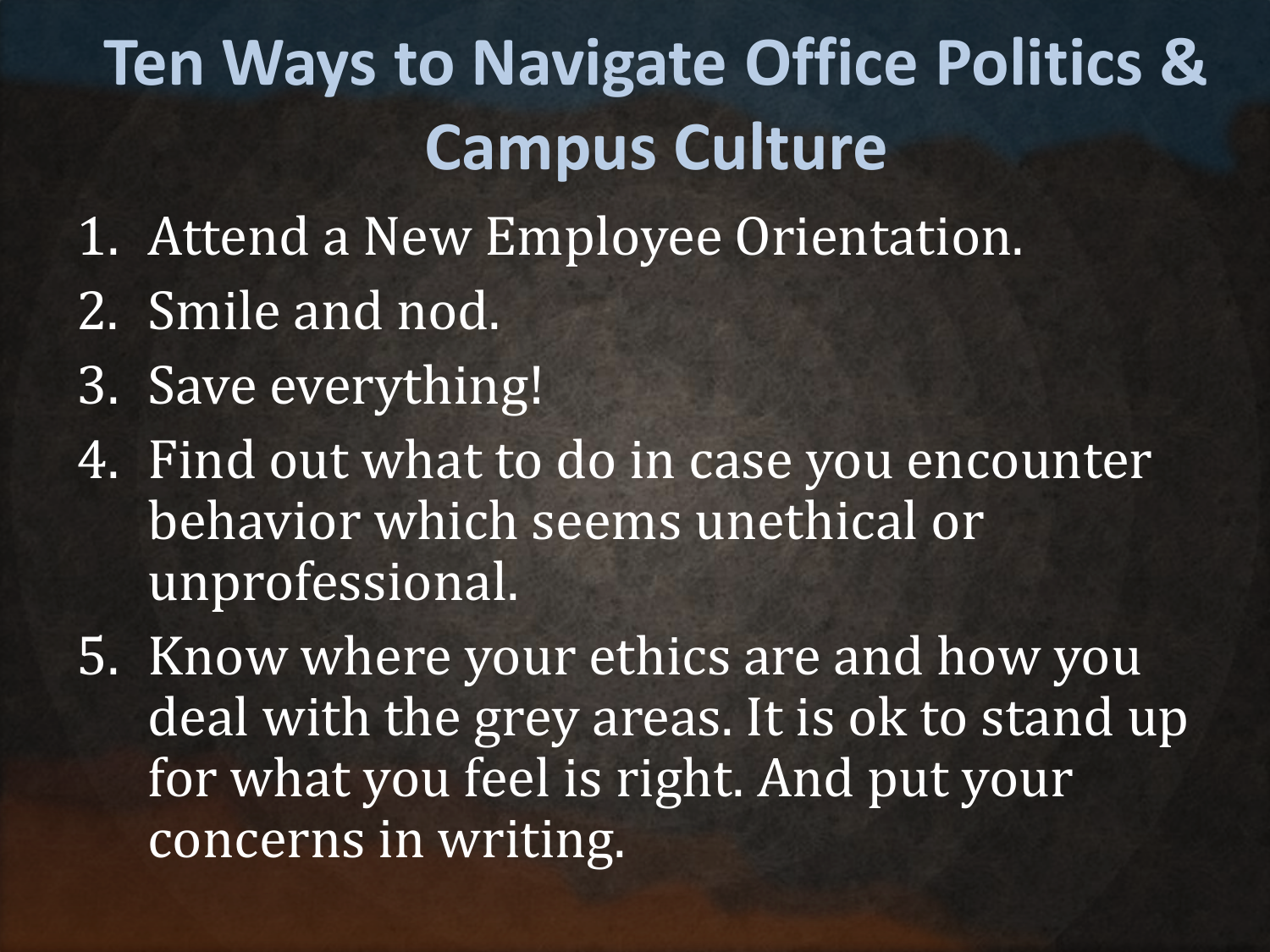# Ten Ways to Navigate Office Politics & Campus Culture

1. Attend a New Employee Orientation.
2. Smile and nod.
3. Save everything!
4. Find out what to do in case you encounter behavior which seems unethical or unprofessional.
5. Know where your ethics are and how you deal with the grey areas. It is ok to stand up for what you feel is right. And put your concerns in writing.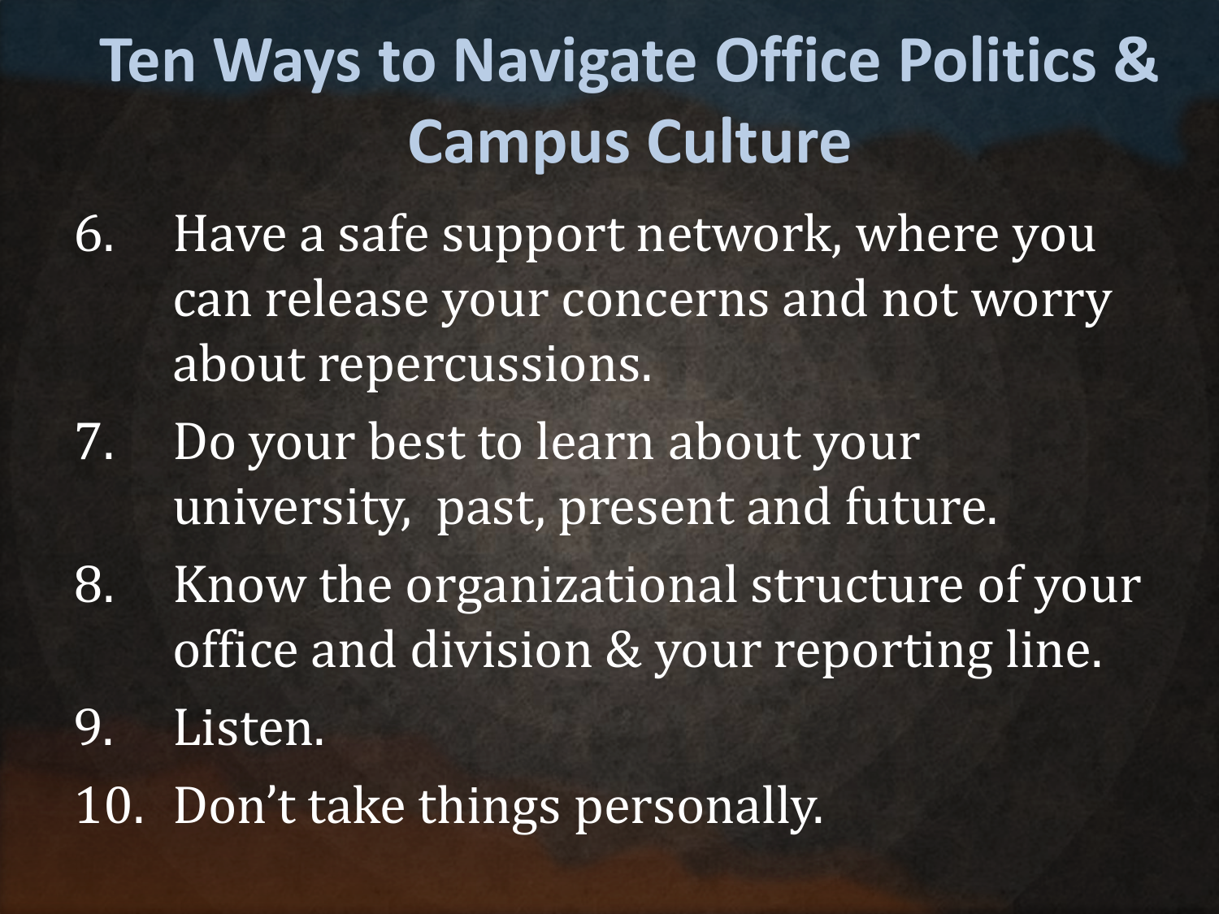# Ten Ways to Navigate Office Politics & Campus Culture

6. Have a safe support network, where you can release your concerns and not worry about repercussions.
7. Do your best to learn about your university,  past, present and future.
8. Know the organizational structure of your office and division & your reporting line.
9. Listen.
10. Don’t take things personally.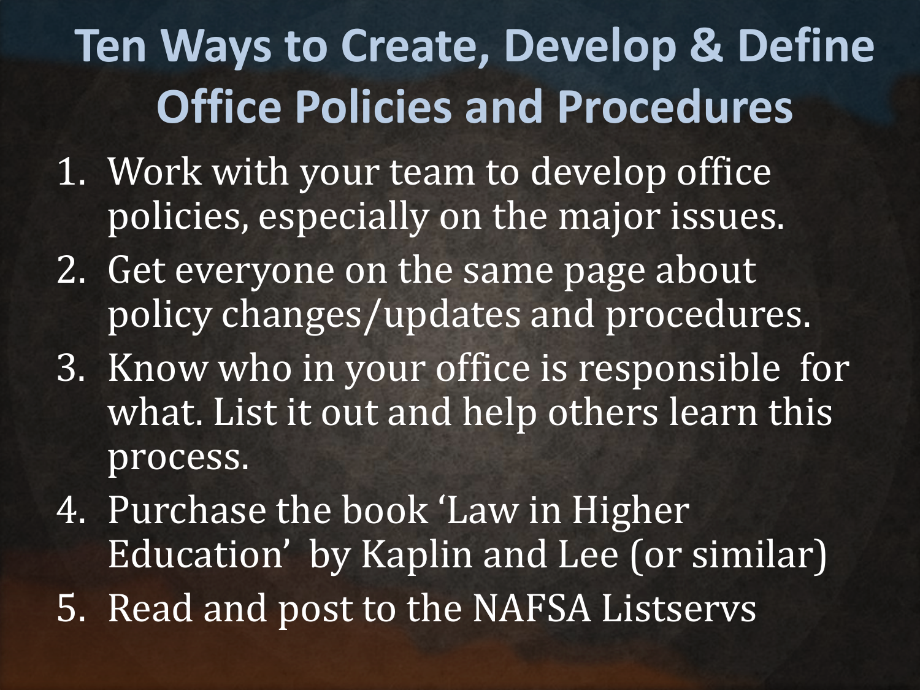# Ten Ways to Create, Develop & Define Office Policies and Procedures

1. Work with your team to develop office policies, especially on the major issues.
2. Get everyone on the same page about policy changes/updates and procedures.
3. Know who in your office is responsible for what. List it out and help others learn this process.
4. Purchase the book 'Law in Higher Education' by Kaplin and Lee (or similar)
5. Read and post to the NAFSA Listservs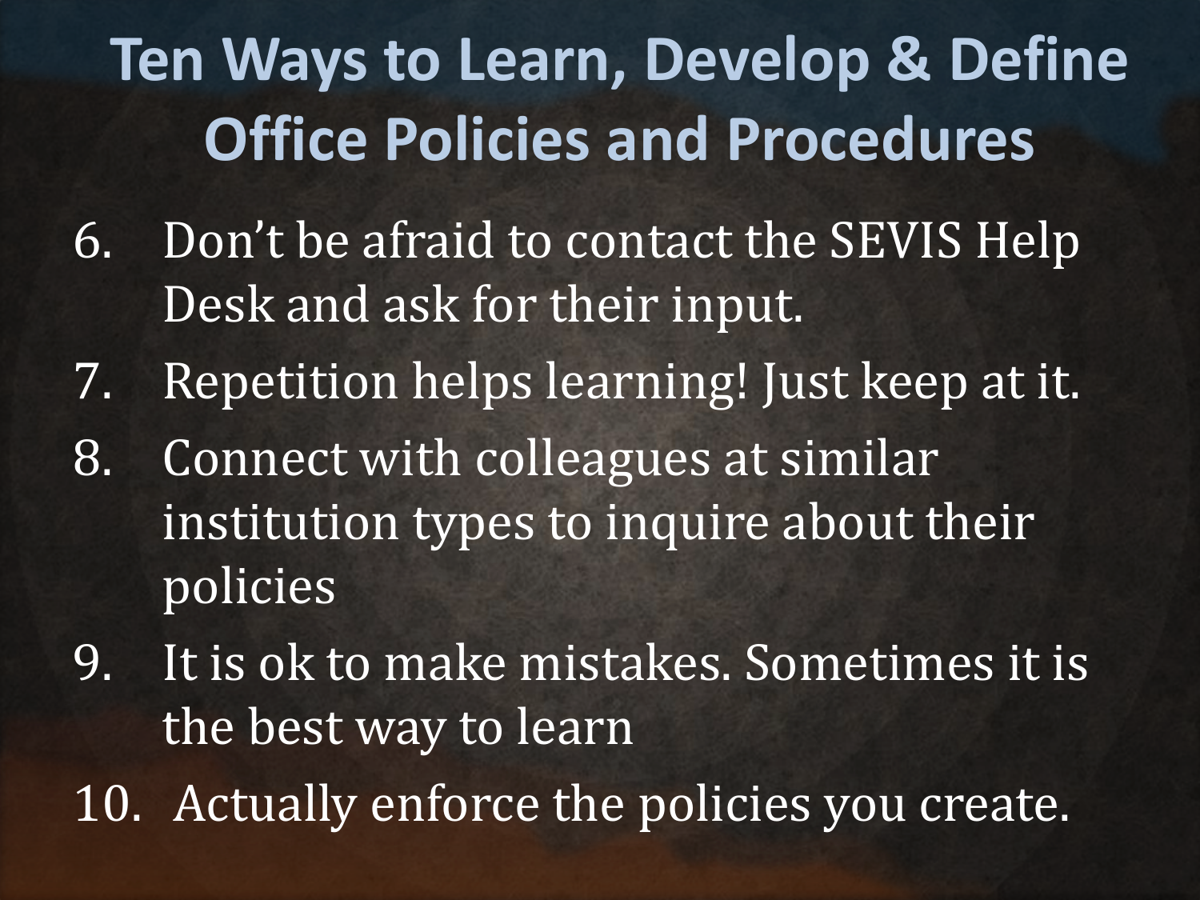# Ten Ways to Learn, Develop & Define Office Policies and Procedures

6. Don't be afraid to contact the SEVIS Help Desk and ask for their input.
7. Repetition helps learning! Just keep at it.
8. Connect with colleagues at similar institution types to inquire about their policies
9. It is ok to make mistakes. Sometimes it is the best way to learn
10. Actually enforce the policies you create.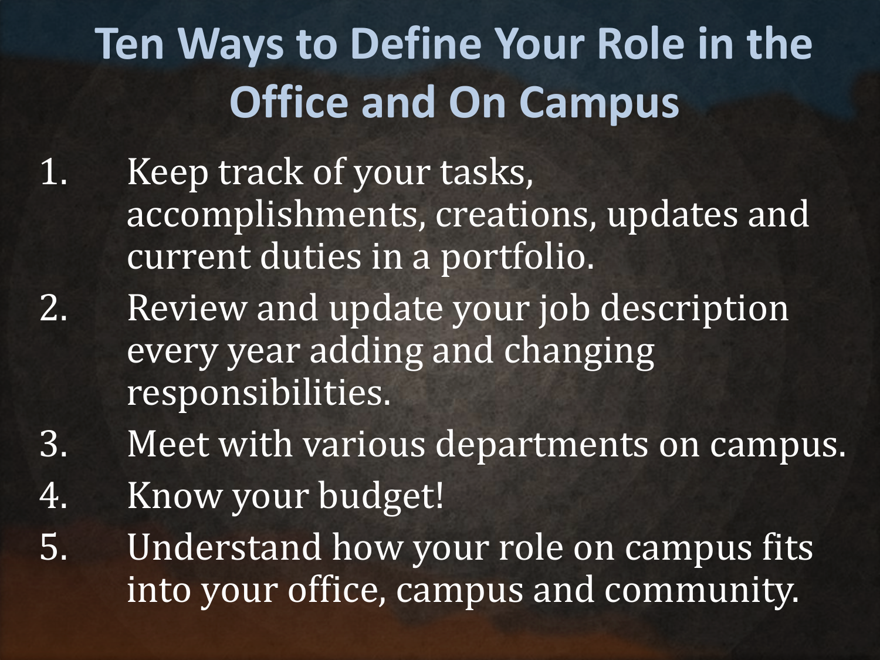# Ten Ways to Define Your Role in the Office and On Campus

1. Keep track of your tasks, accomplishments, creations, updates and current duties in a portfolio.
2. Review and update your job description every year adding and changing responsibilities.
3. Meet with various departments on campus.
4. Know your budget!
5. Understand how your role on campus fits into your office, campus and community.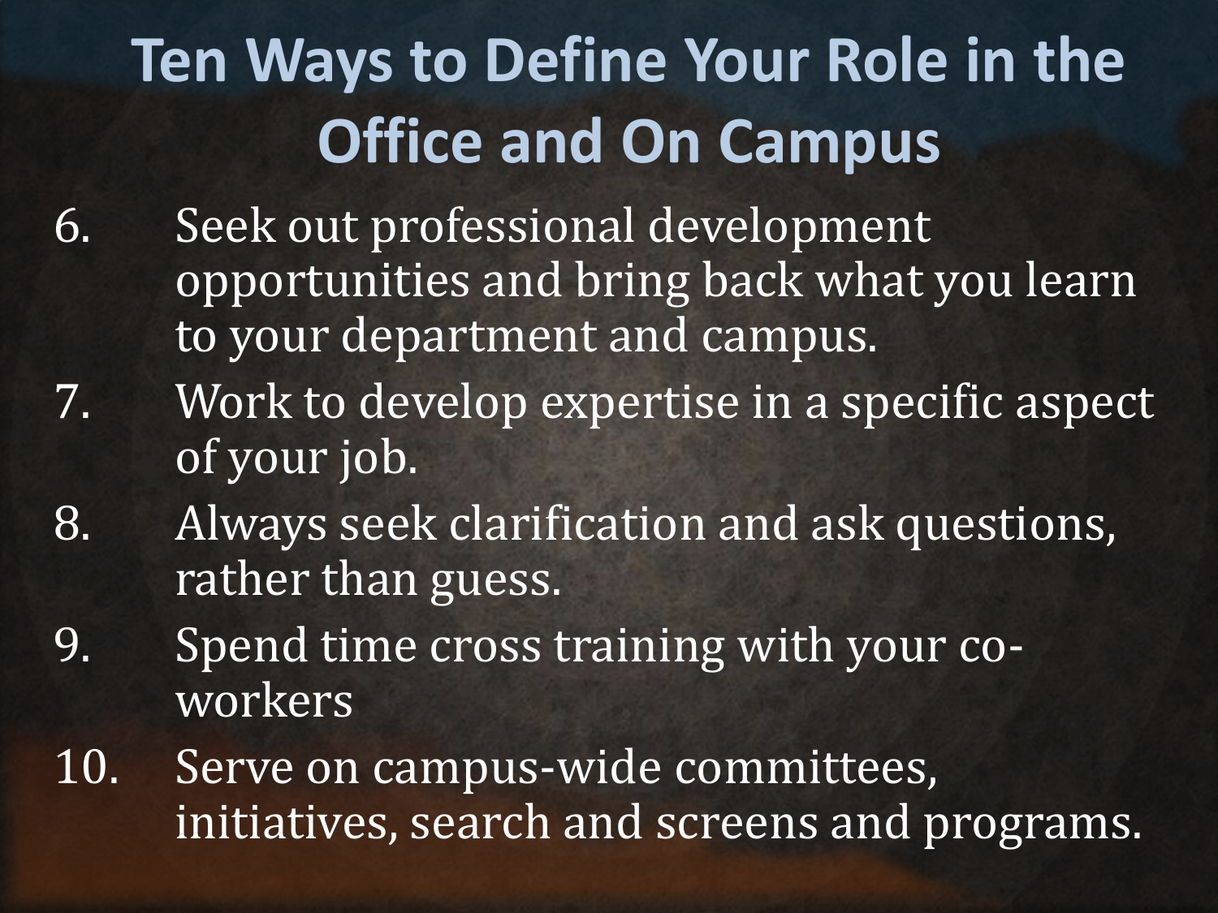# Ten Ways to Define Your Role in the Office and On Campus

6. Seek out professional development opportunities and bring back what you learn to your department and campus.
7. Work to develop expertise in a specific aspect of your job.
8. Always seek clarification and ask questions, rather than guess.
9. Spend time cross training with your co-workers
10. Serve on campus-wide committees, initiatives, search and screens and programs.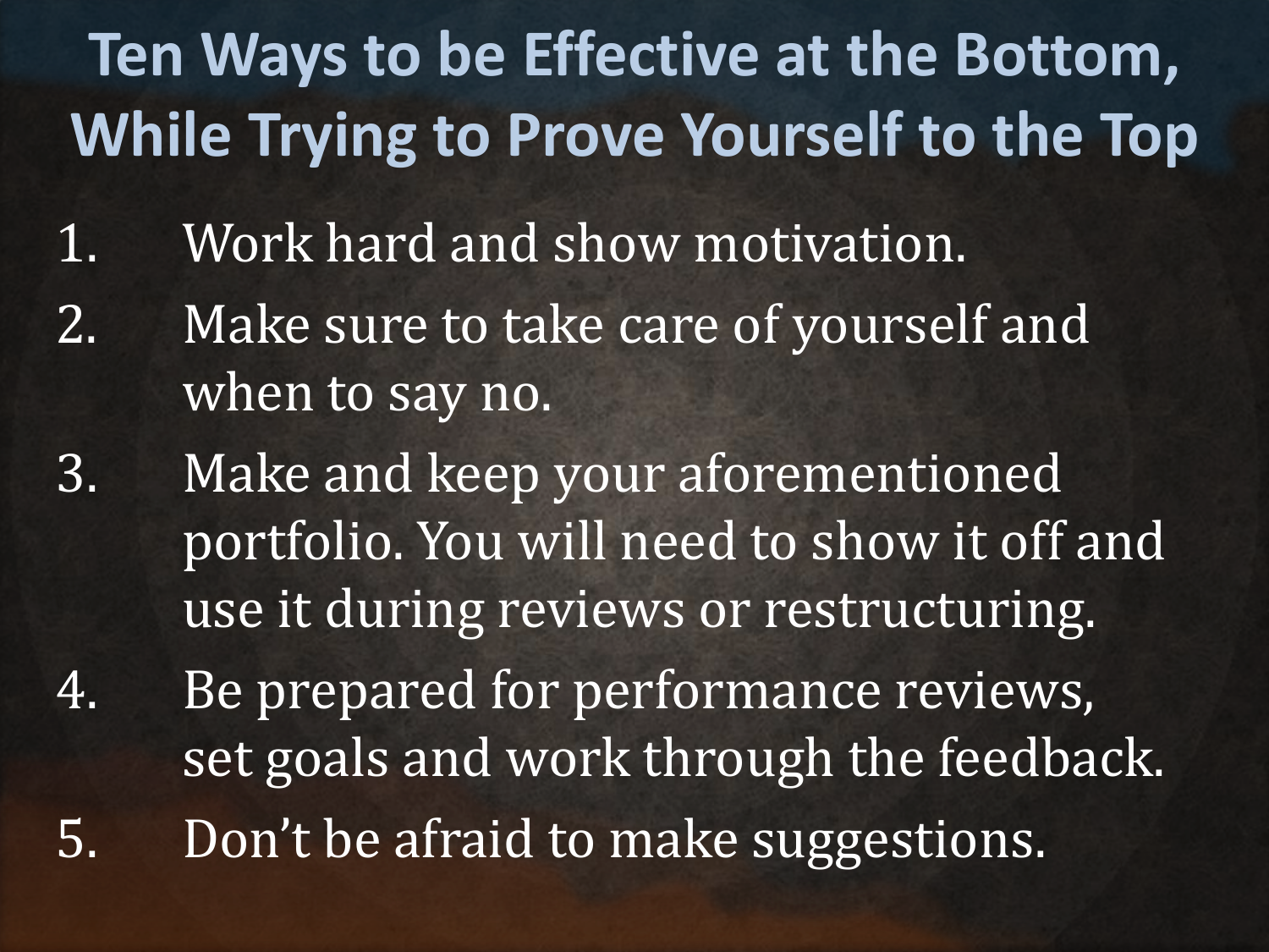# Ten Ways to be Effective at the Bottom, While Trying to Prove Yourself to the Top

1. Work hard and show motivation.
2. Make sure to take care of yourself and when to say no.
3. Make and keep your aforementioned portfolio. You will need to show it off and use it during reviews or restructuring.
4. Be prepared for performance reviews, set goals and work through the feedback.
5. Don't be afraid to make suggestions.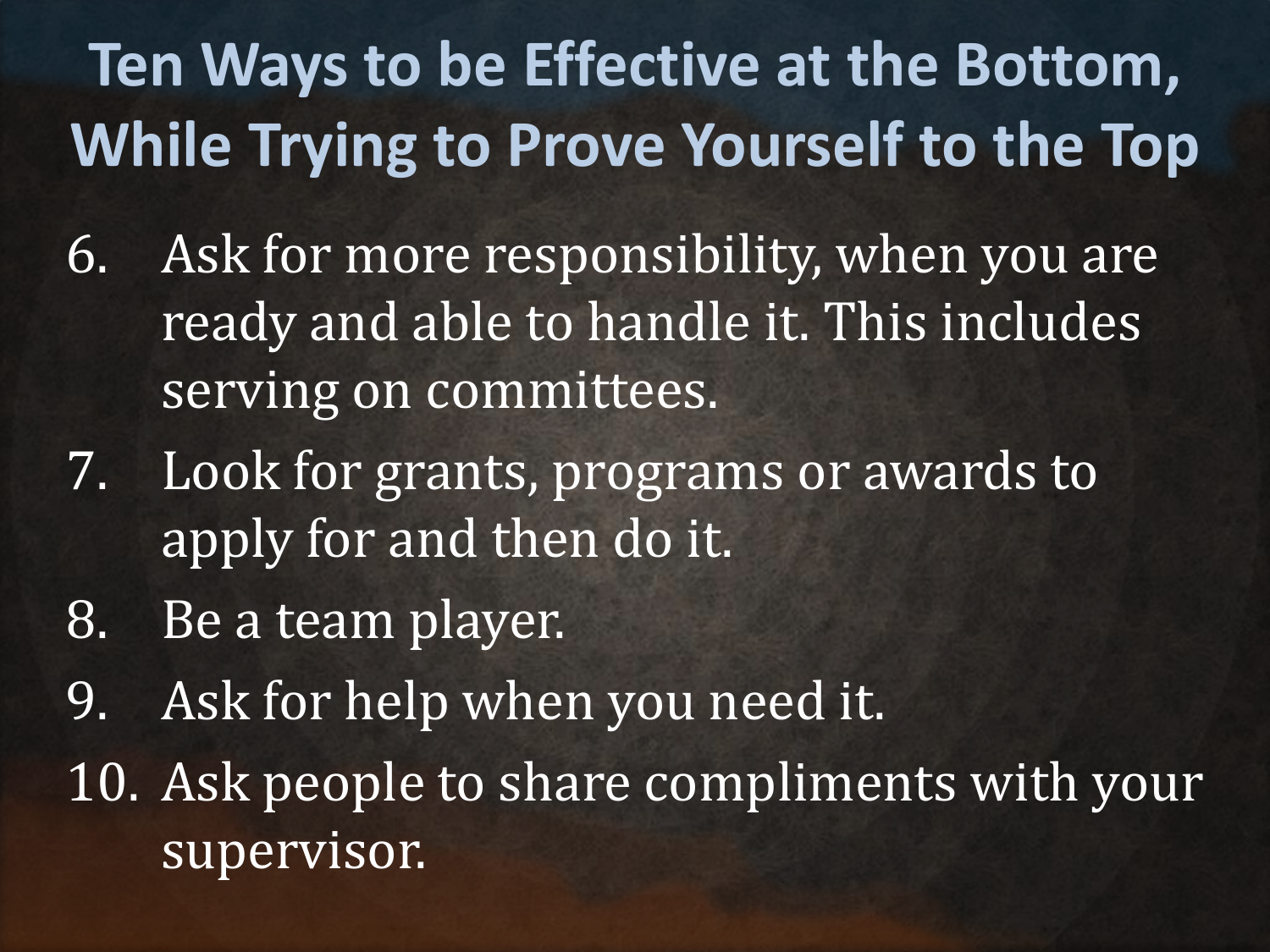# Ten Ways to be Effective at the Bottom, While Trying to Prove Yourself to the Top

6. Ask for more responsibility, when you are ready and able to handle it. This includes serving on committees.
7. Look for grants, programs or awards to apply for and then do it.
8. Be a team player.
9. Ask for help when you need it.
10. Ask people to share compliments with your supervisor.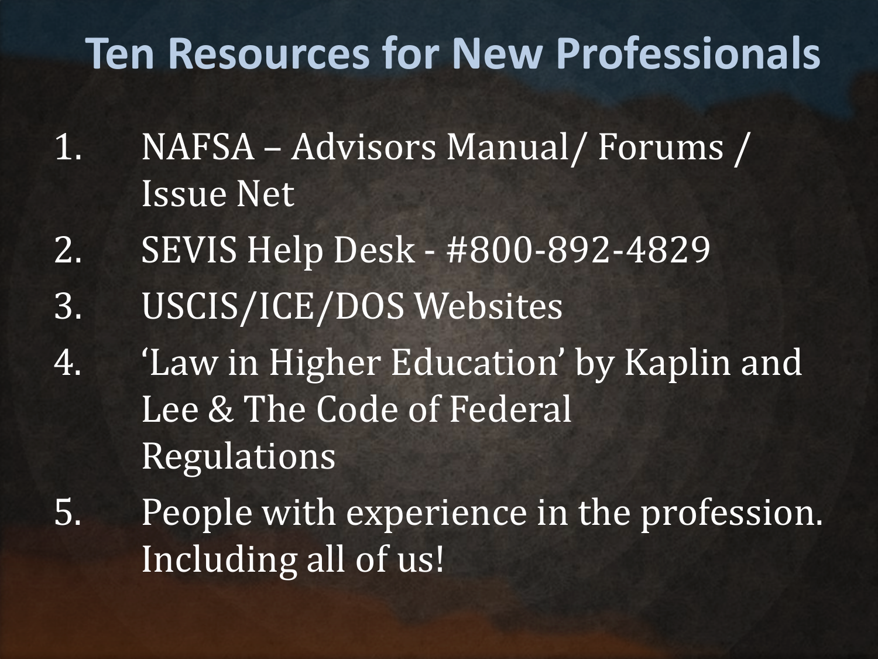# Ten Resources for New Professionals

1. NAFSA – Advisors Manual/ Forums / Issue Net
2. SEVIS Help Desk - #800-892-4829
3. USCIS/ICE/DOS Websites
4. 'Law in Higher Education' by Kaplin and Lee & The Code of Federal Regulations
5. People with experience in the profession. Including all of us!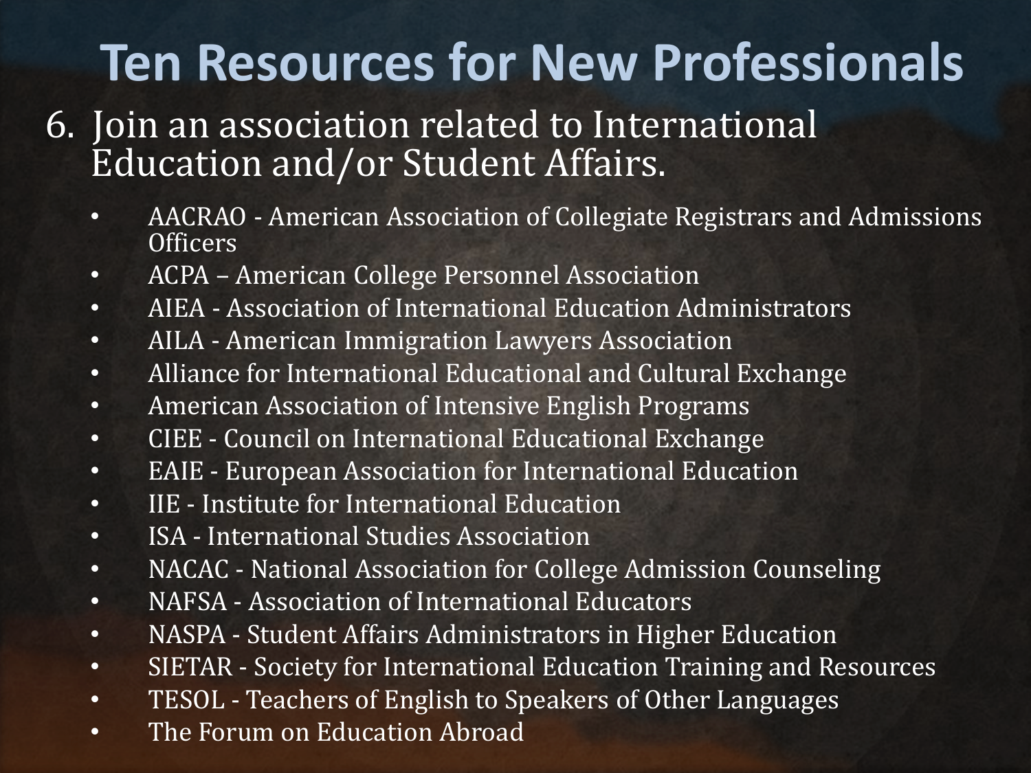# Ten Resources for New Professionals

6. Join an association related to International Education and/or Student Affairs.

- AACRAO - American Association of Collegiate Registrars and Admissions Officers
- ACPA – American College Personnel Association
- AIEA - Association of International Education Administrators
- AILA - American Immigration Lawyers Association
- Alliance for International Educational and Cultural Exchange
- American Association of Intensive English Programs
- CIEE - Council on International Educational Exchange
- EAIE - European Association for International Education
- IIE - Institute for International Education
- ISA - International Studies Association
- NACAC - National Association for College Admission Counseling
- NAFSA - Association of International Educators
- NASPA - Student Affairs Administrators in Higher Education
- SIETAR - Society for International Education Training and Resources
- TESOL - Teachers of English to Speakers of Other Languages
- The Forum on Education Abroad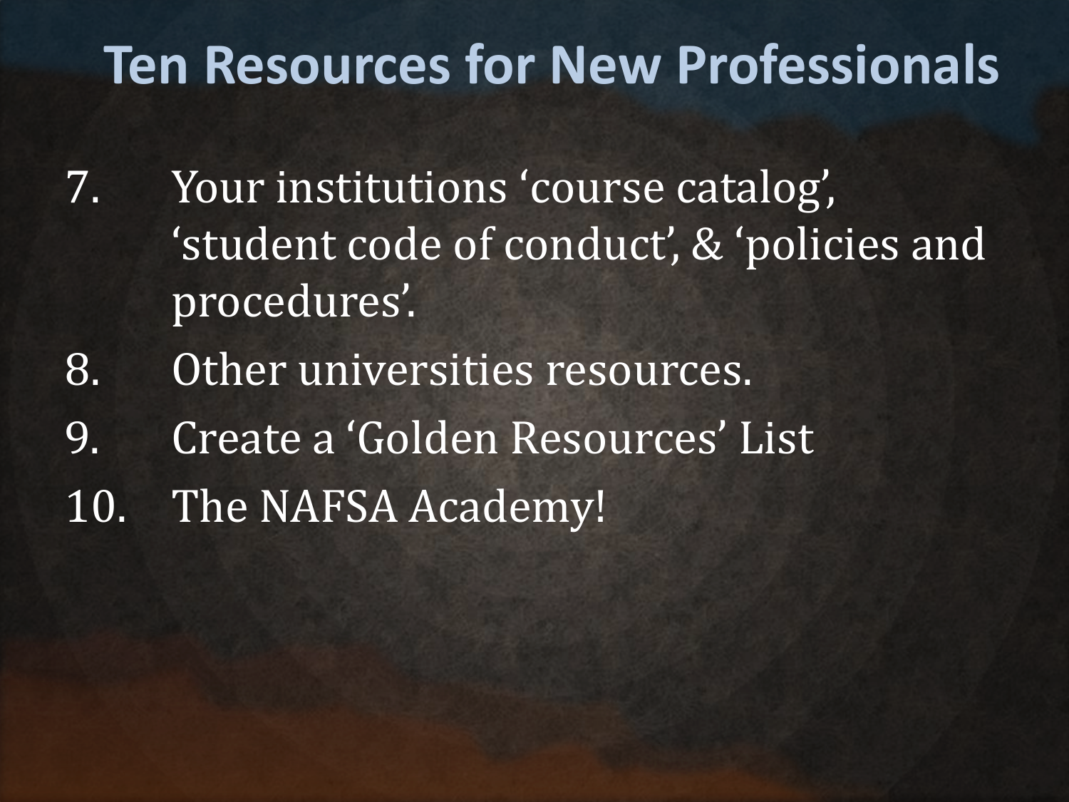# Ten Resources for New Professionals

7. Your institutions 'course catalog', 'student code of conduct', & 'policies and procedures'.
8. Other universities resources.
9. Create a 'Golden Resources' List
10. The NAFSA Academy!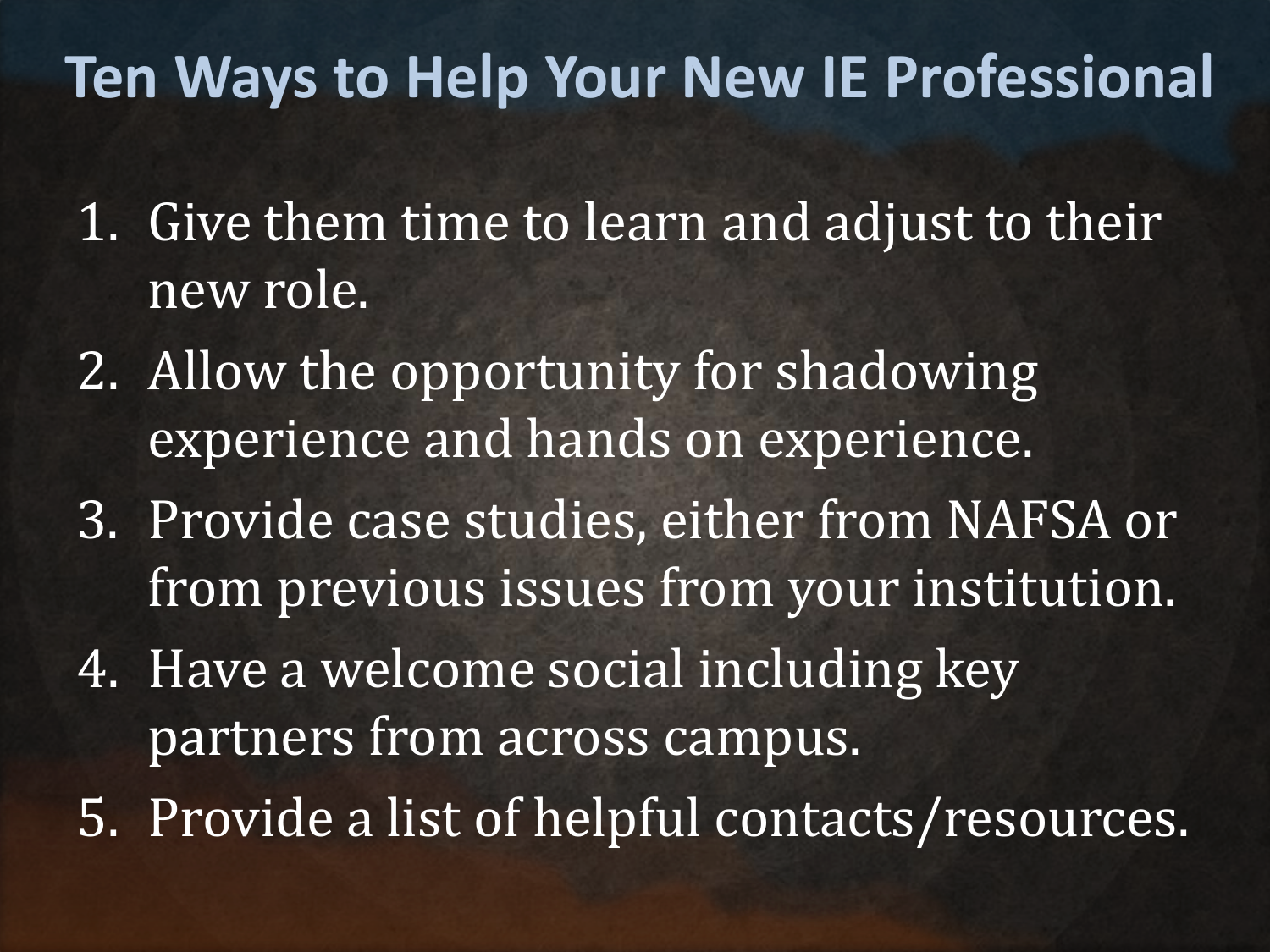# Ten Ways to Help Your New IE Professional

1. Give them time to learn and adjust to their new role.
2. Allow the opportunity for shadowing experience and hands on experience.
3. Provide case studies, either from NAFSA or from previous issues from your institution.
4. Have a welcome social including key partners from across campus.
5. Provide a list of helpful contacts/resources.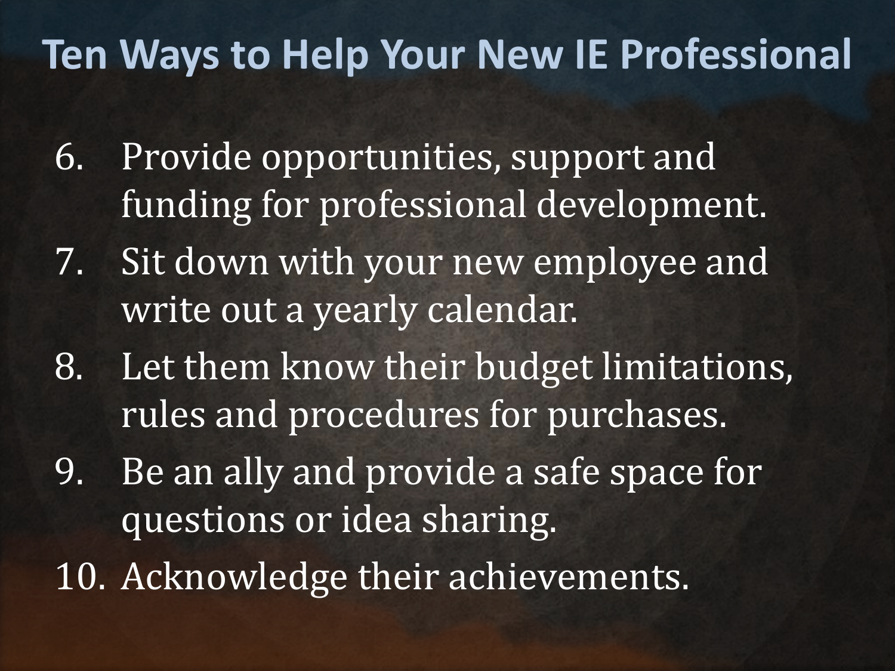# Ten Ways to Help Your New IE Professional

6. Provide opportunities, support and funding for professional development.
7. Sit down with your new employee and write out a yearly calendar.
8. Let them know their budget limitations, rules and procedures for purchases.
9. Be an ally and provide a safe space for questions or idea sharing.
10. Acknowledge their achievements.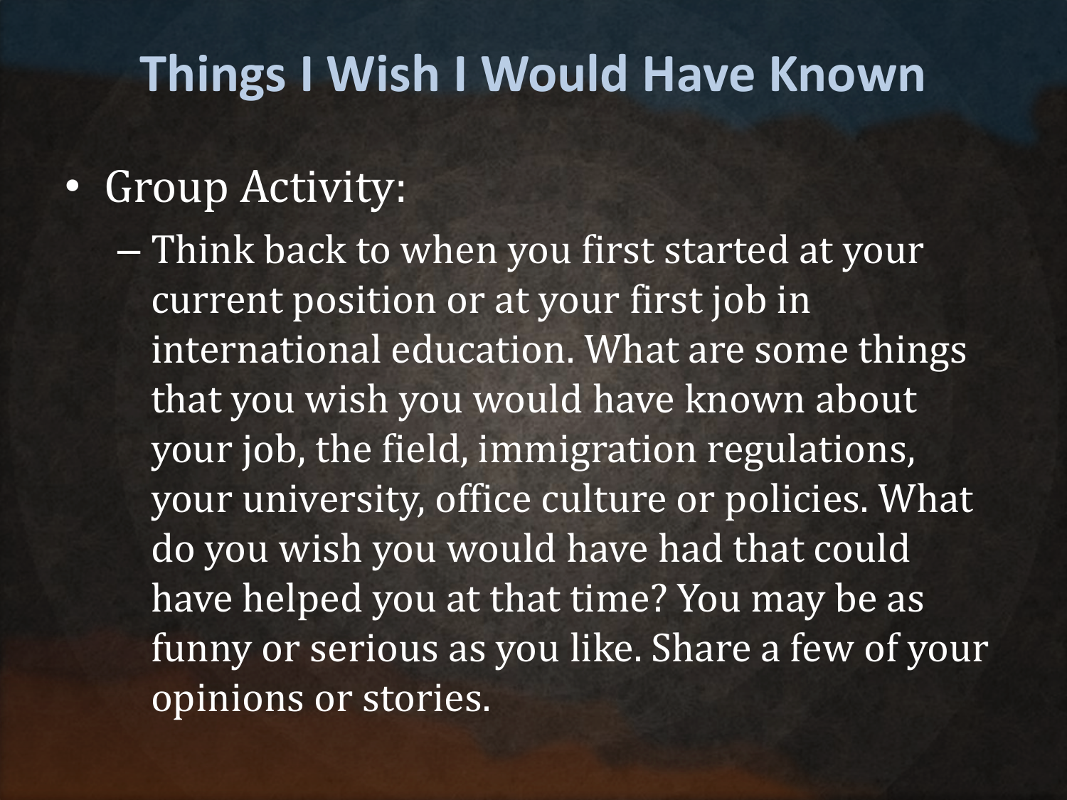# Things I Wish I Would Have Known

- Group Activity:
  - Think back to when you first started at your current position or at your first job in international education. What are some things that you wish you would have known about your job, the field, immigration regulations, your university, office culture or policies. What do you wish you would have had that could have helped you at that time? You may be as funny or serious as you like. Share a few of your opinions or stories.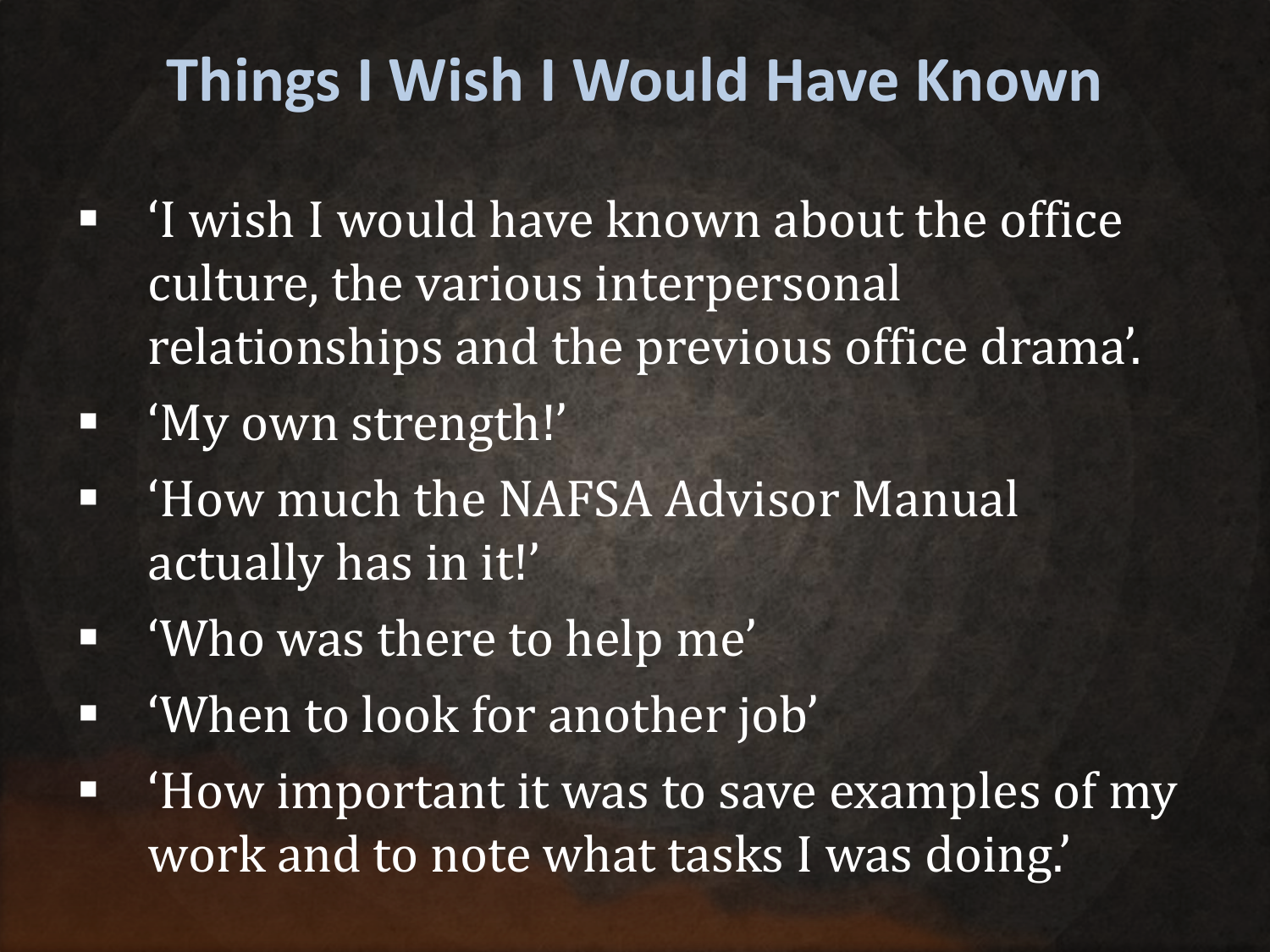# Things I Wish I Would Have Known

- 'I wish I would have known about the office culture, the various interpersonal relationships and the previous office drama'.
- 'My own strength!'
- 'How much the NAFSA Advisor Manual actually has in it!'
- 'Who was there to help me'
- 'When to look for another job'
- 'How important it was to save examples of my work and to note what tasks I was doing.'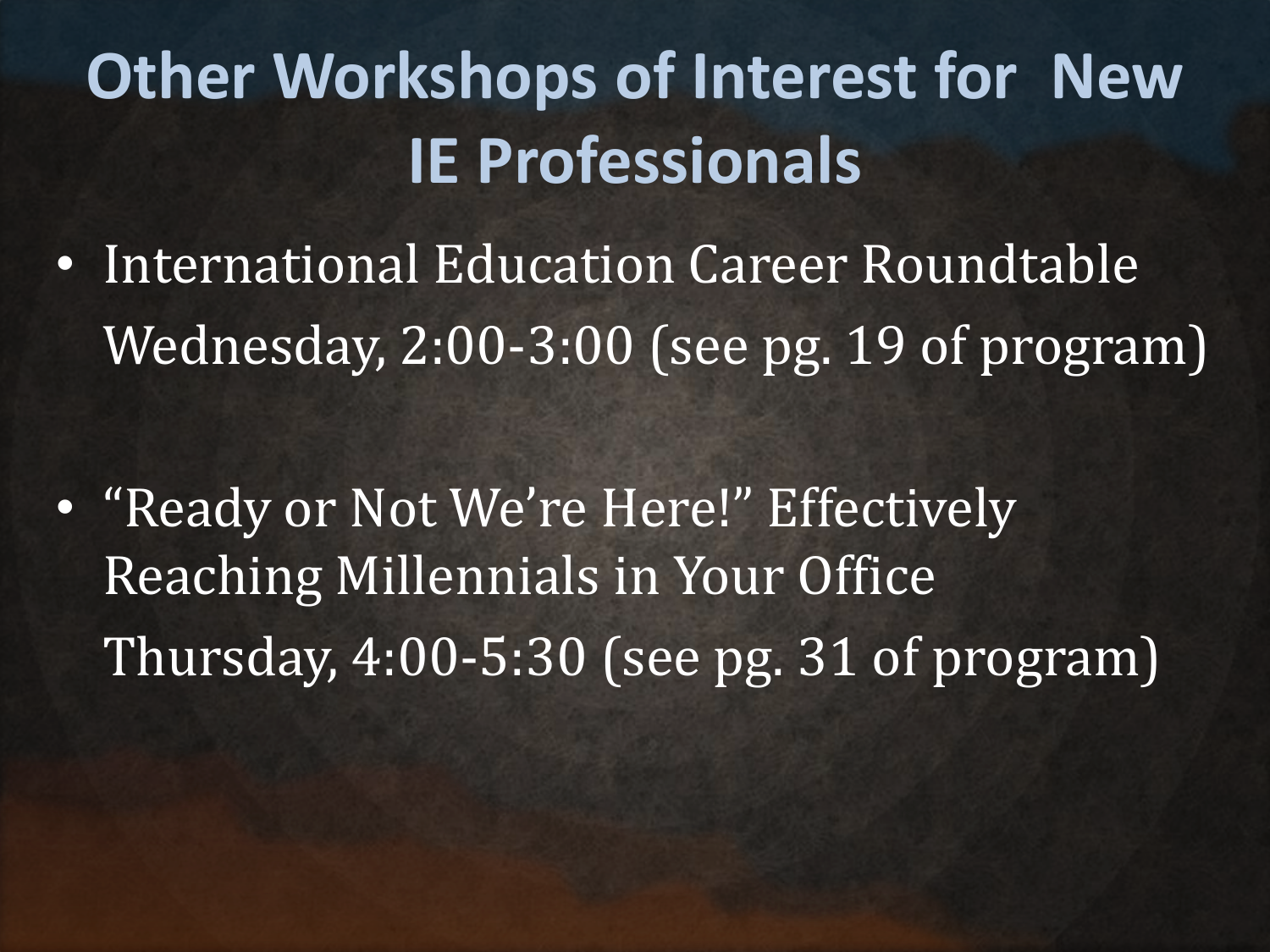# Other Workshops of Interest for New IE Professionals

- International Education Career Roundtable
  Wednesday, 2:00-3:00 (see pg. 19 of program)

- "Ready or Not We're Here!" Effectively Reaching Millennials in Your Office
  Thursday, 4:00-5:30 (see pg. 31 of program)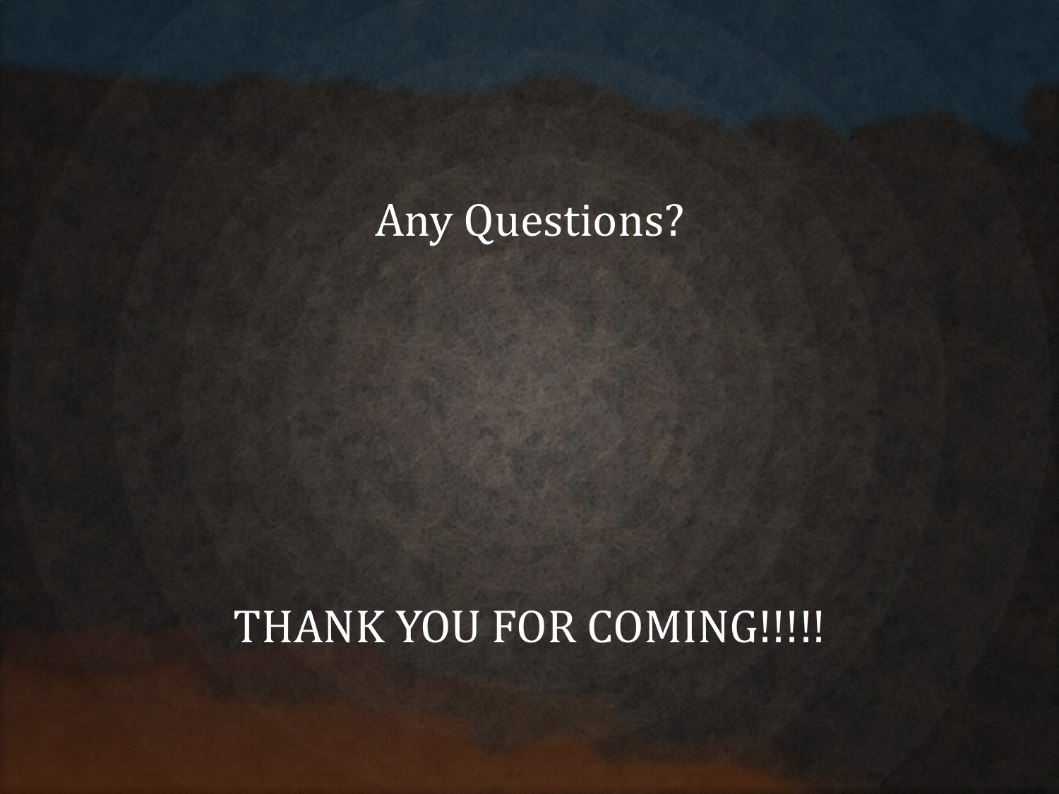Any Questions?

THANK YOU FOR COMING!!!!!